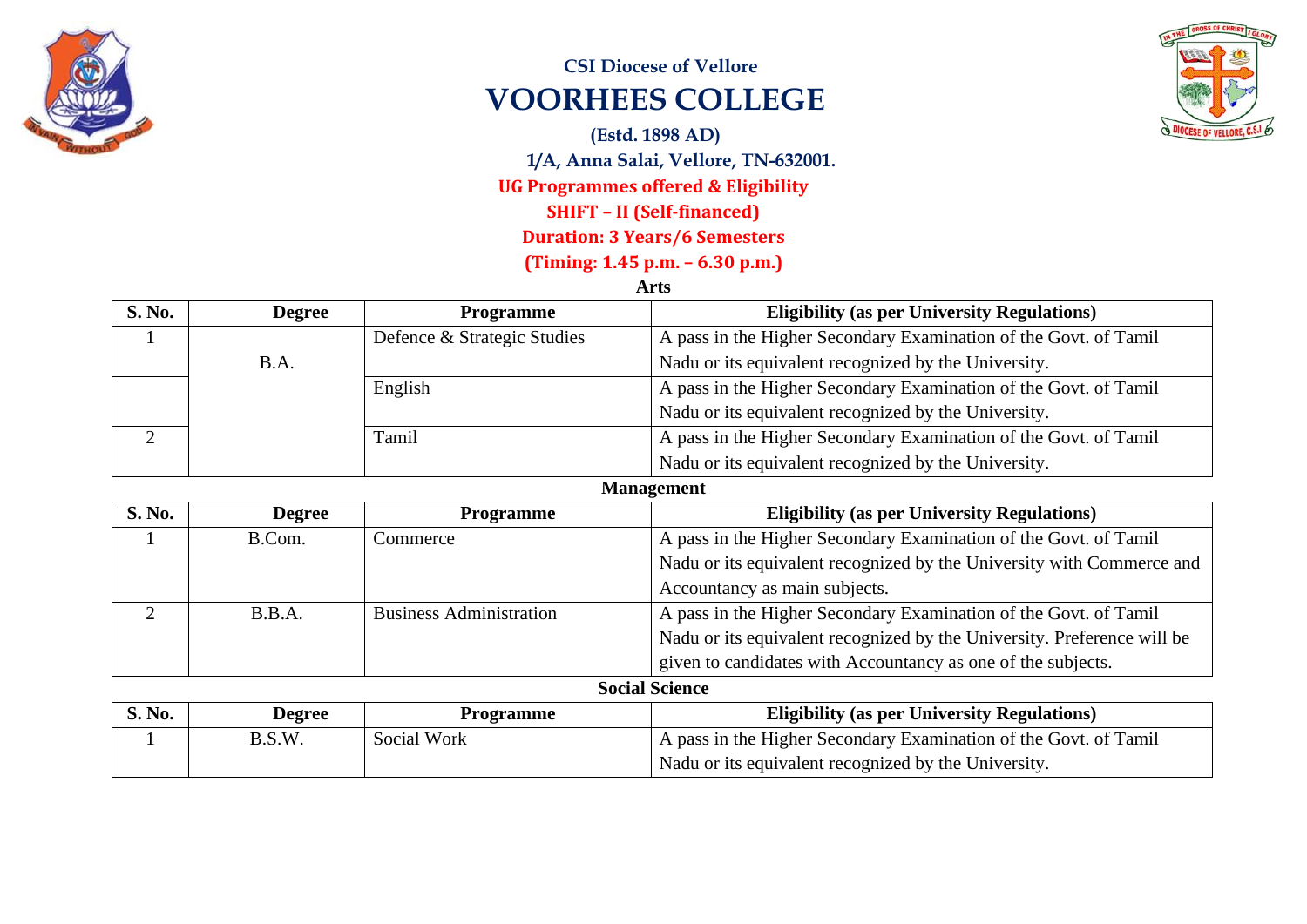CSI Diocese of Vellore

# VOORHEES COLLEGE

(Estd. 1898 AD)

1/A, Anna Salai, Vellore, TN-632001.

**UG Programmes offered & Eligibility**

**SHIFT – II (Self-financed)**

**Duration: 3 Years/6 Semesters**

**(Timing: 1.45 p.m. – 6.30 p.m.)**

**Arts**

| S. No. | Degree | Programme | Eligibility (as per University Regulations) |
|---|---|---|---|
| 1 | B.A. | Defence & Strategic Studies | A pass in the Higher Secondary Examination of the Govt. of Tamil Nadu or its equivalent recognized by the University. |
| | | English | A pass in the Higher Secondary Examination of the Govt. of Tamil Nadu or its equivalent recognized by the University. |
| 2 | | Tamil | A pass in the Higher Secondary Examination of the Govt. of Tamil Nadu or its equivalent recognized by the University. |

**Management**

| S. No. | Degree | Programme | Eligibility (as per University Regulations) |
|---|---|---|---|
| 1 | B.Com. | Commerce | A pass in the Higher Secondary Examination of the Govt. of Tamil Nadu or its equivalent recognized by the University with Commerce and Accountancy as main subjects. |
| 2 | B.B.A. | Business Administration | A pass in the Higher Secondary Examination of the Govt. of Tamil Nadu or its equivalent recognized by the University. Preference will be given to candidates with Accountancy as one of the subjects. |

**Social Science**

| S. No. | Degree | Programme | Eligibility (as per University Regulations) |
|---|---|---|---|
| 1 | B.S.W. | Social Work | A pass in the Higher Secondary Examination of the Govt. of Tamil Nadu or its equivalent recognized by the University. |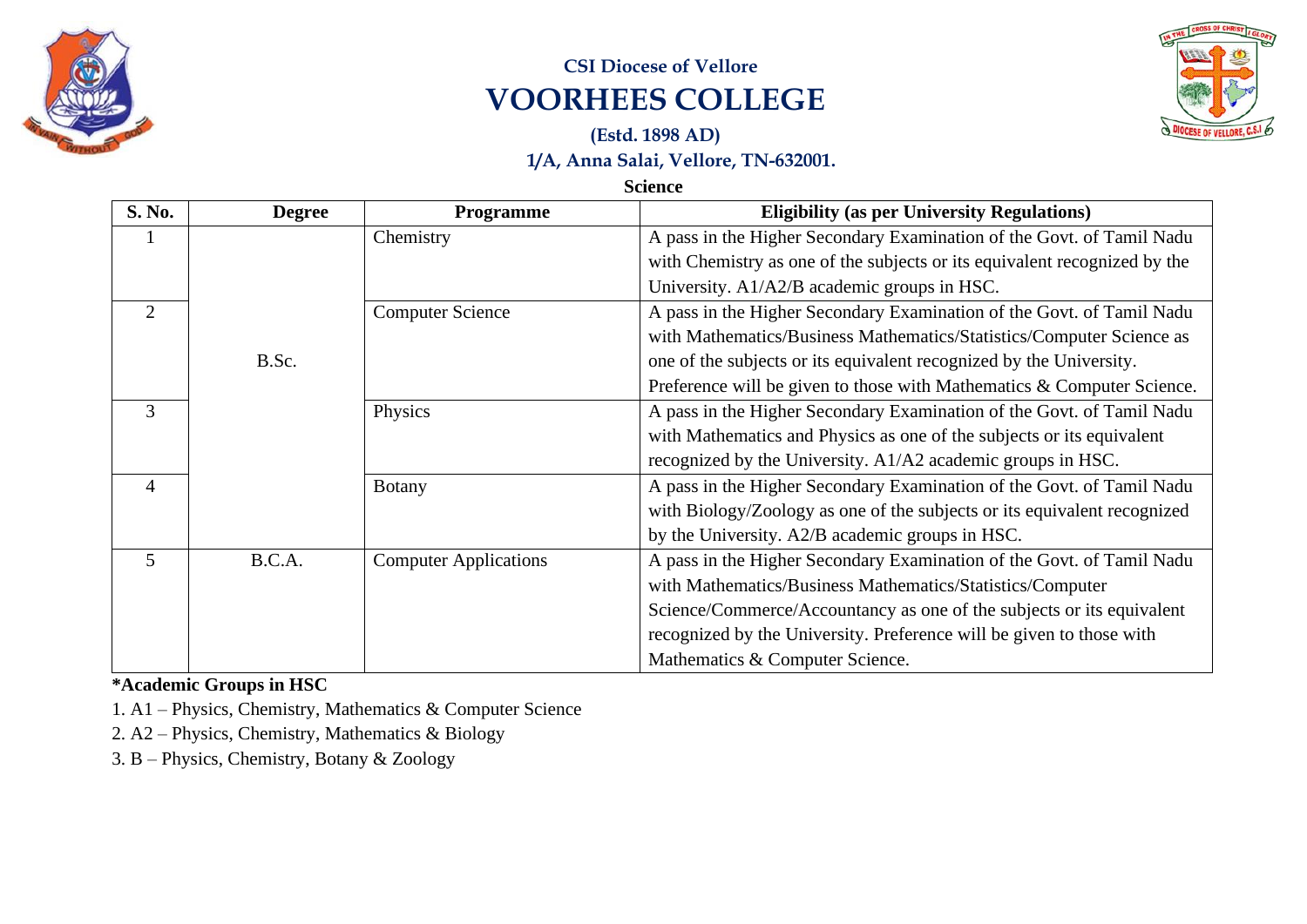CSI Diocese of Vellore

# VOORHEES COLLEGE

(Estd. 1898 AD)

1/A, Anna Salai, Vellore, TN-632001.

**Science**

| S. No. | Degree | Programme | Eligibility (as per University Regulations) |
|---|---|---|---|
| 1 | B.Sc. | Chemistry | A pass in the Higher Secondary Examination of the Govt. of Tamil Nadu with Chemistry as one of the subjects or its equivalent recognized by the University. A1/A2/B academic groups in HSC. |
| 2 | | Computer Science | A pass in the Higher Secondary Examination of the Govt. of Tamil Nadu with Mathematics/Business Mathematics/Statistics/Computer Science as one of the subjects or its equivalent recognized by the University. Preference will be given to those with Mathematics & Computer Science. |
| 3 | | Physics | A pass in the Higher Secondary Examination of the Govt. of Tamil Nadu with Mathematics and Physics as one of the subjects or its equivalent recognized by the University. A1/A2 academic groups in HSC. |
| 4 | | Botany | A pass in the Higher Secondary Examination of the Govt. of Tamil Nadu with Biology/Zoology as one of the subjects or its equivalent recognized by the University. A2/B academic groups in HSC. |
| 5 | B.C.A. | Computer Applications | A pass in the Higher Secondary Examination of the Govt. of Tamil Nadu with Mathematics/Business Mathematics/Statistics/Computer Science/Commerce/Accountancy as one of the subjects or its equivalent recognized by the University. Preference will be given to those with Mathematics & Computer Science. |

**\*Academic Groups in HSC**

1. A1 – Physics, Chemistry, Mathematics & Computer Science
2. A2 – Physics, Chemistry, Mathematics & Biology
3. B – Physics, Chemistry, Botany & Zoology